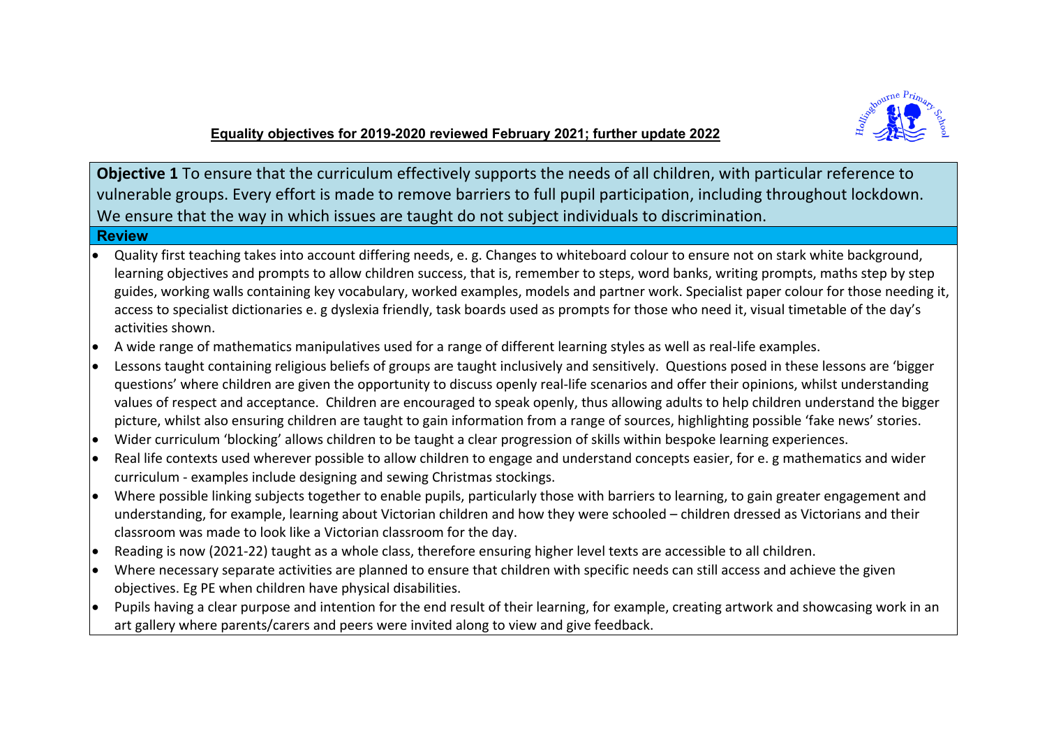## Equality objectives for 2019-2020 reviewed February 2021; further update 2022

**Objective 1** To ensure that the curriculum effectively supports the needs of all children, with particular reference to vulnerable groups. Every effort is made to remove barriers to full pupil participation, including throughout lockdown. We ensure that the way in which issues are taught do not subject individuals to discrimination.

**Review**

- Quality first teaching takes into account differing needs, e. g. Changes to whiteboard colour to ensure not on stark white background, learning objectives and prompts to allow children success, that is, remember to steps, word banks, writing prompts, maths step by step guides, working walls containing key vocabulary, worked examples, models and partner work. Specialist paper colour for those needing it, access to specialist dictionaries e. g dyslexia friendly, task boards used as prompts for those who need it, visual timetable of the day's activities shown.
- A wide range of mathematics manipulatives used for a range of different learning styles as well as real-life examples.
- Lessons taught containing religious beliefs of groups are taught inclusively and sensitively. Questions posed in these lessons are 'bigger questions' where children are given the opportunity to discuss openly real-life scenarios and offer their opinions, whilst understanding values of respect and acceptance. Children are encouraged to speak openly, thus allowing adults to help children understand the bigger picture, whilst also ensuring children are taught to gain information from a range of sources, highlighting possible 'fake news' stories.
- Wider curriculum 'blocking' allows children to be taught a clear progression of skills within bespoke learning experiences.
- Real life contexts used wherever possible to allow children to engage and understand concepts easier, for e. g mathematics and wider curriculum - examples include designing and sewing Christmas stockings.
- Where possible linking subjects together to enable pupils, particularly those with barriers to learning, to gain greater engagement and understanding, for example, learning about Victorian children and how they were schooled – children dressed as Victorians and their classroom was made to look like a Victorian classroom for the day.
- Reading is now (2021-22) taught as a whole class, therefore ensuring higher level texts are accessible to all children.
- Where necessary separate activities are planned to ensure that children with specific needs can still access and achieve the given objectives. Eg PE when children have physical disabilities.
- Pupils having a clear purpose and intention for the end result of their learning, for example, creating artwork and showcasing work in an art gallery where parents/carers and peers were invited along to view and give feedback.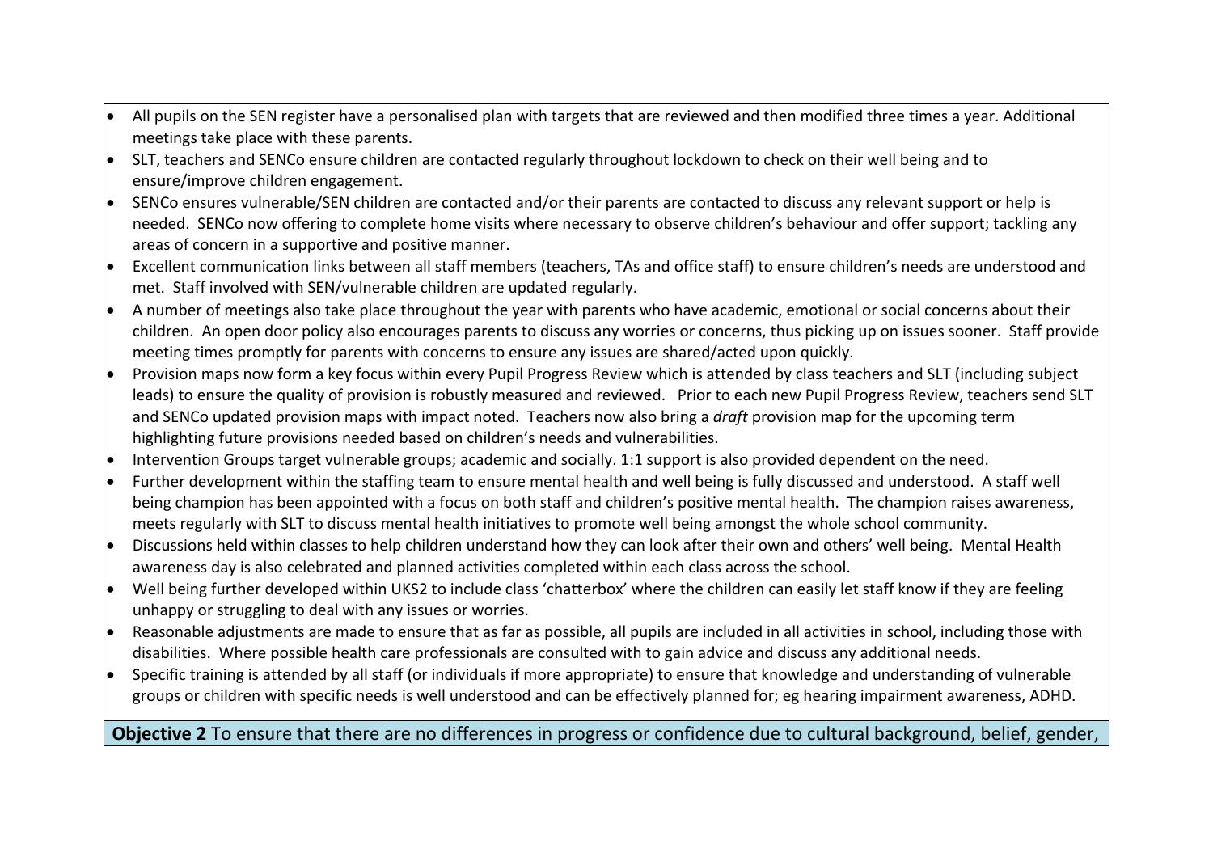- All pupils on the SEN register have a personalised plan with targets that are reviewed and then modified three times a year. Additional meetings take place with these parents.
- SLT, teachers and SENCo ensure children are contacted regularly throughout lockdown to check on their well being and to ensure/improve children engagement.
- SENCo ensures vulnerable/SEN children are contacted and/or their parents are contacted to discuss any relevant support or help is needed. SENCo now offering to complete home visits where necessary to observe children's behaviour and offer support; tackling any areas of concern in a supportive and positive manner.
- Excellent communication links between all staff members (teachers, TAs and office staff) to ensure children's needs are understood and met. Staff involved with SEN/vulnerable children are updated regularly.
- A number of meetings also take place throughout the year with parents who have academic, emotional or social concerns about their children. An open door policy also encourages parents to discuss any worries or concerns, thus picking up on issues sooner. Staff provide meeting times promptly for parents with concerns to ensure any issues are shared/acted upon quickly.
- Provision maps now form a key focus within every Pupil Progress Review which is attended by class teachers and SLT (including subject leads) to ensure the quality of provision is robustly measured and reviewed. Prior to each new Pupil Progress Review, teachers send SLT and SENCo updated provision maps with impact noted. Teachers now also bring a *draft* provision map for the upcoming term highlighting future provisions needed based on children's needs and vulnerabilities.
- Intervention Groups target vulnerable groups; academic and socially. 1:1 support is also provided dependent on the need.
- Further development within the staffing team to ensure mental health and well being is fully discussed and understood. A staff well being champion has been appointed with a focus on both staff and children's positive mental health. The champion raises awareness, meets regularly with SLT to discuss mental health initiatives to promote well being amongst the whole school community.
- Discussions held within classes to help children understand how they can look after their own and others' well being. Mental Health awareness day is also celebrated and planned activities completed within each class across the school.
- Well being further developed within UKS2 to include class 'chatterbox' where the children can easily let staff know if they are feeling unhappy or struggling to deal with any issues or worries.
- Reasonable adjustments are made to ensure that as far as possible, all pupils are included in all activities in school, including those with disabilities. Where possible health care professionals are consulted with to gain advice and discuss any additional needs.
- Specific training is attended by all staff (or individuals if more appropriate) to ensure that knowledge and understanding of vulnerable groups or children with specific needs is well understood and can be effectively planned for; eg hearing impairment awareness, ADHD.

**Objective 2** To ensure that there are no differences in progress or confidence due to cultural background, belief, gender,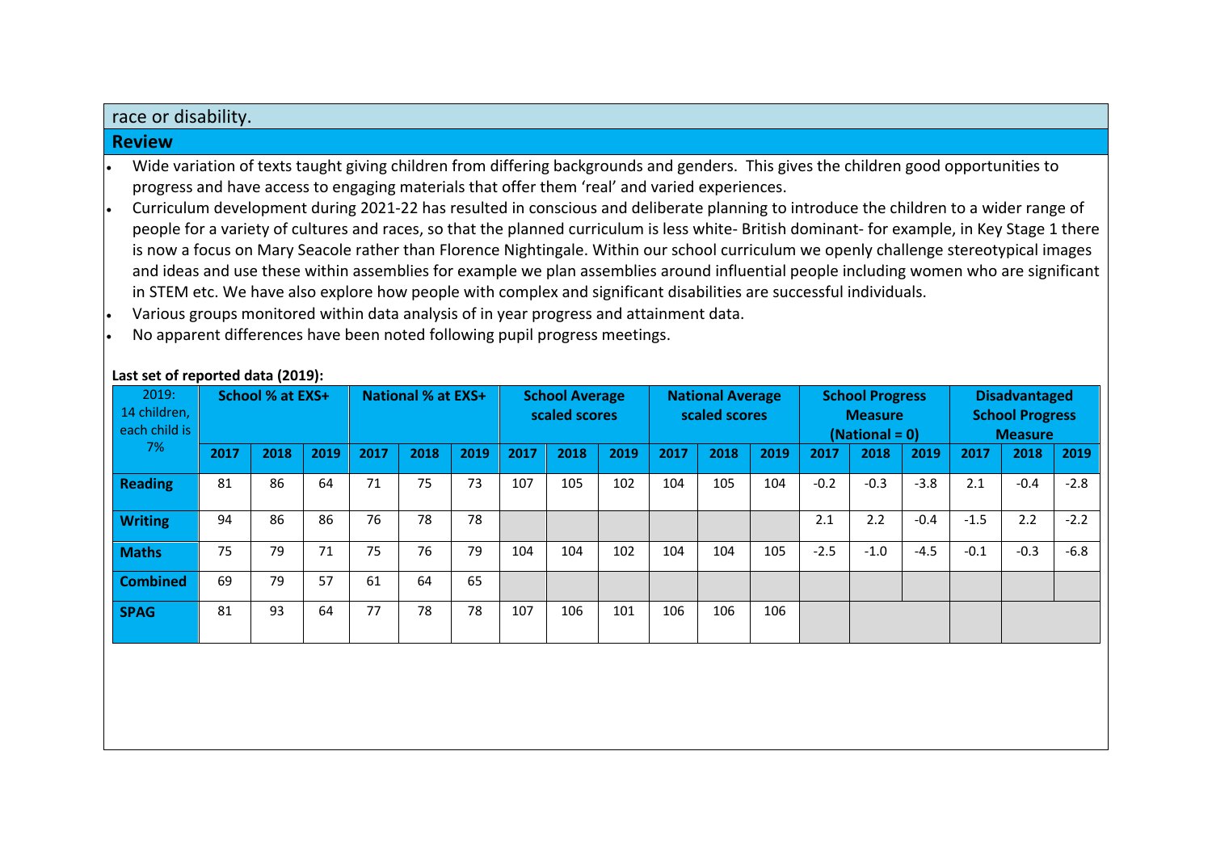race or disability.

## Review

- Wide variation of texts taught giving children from differing backgrounds and genders. This gives the children good opportunities to progress and have access to engaging materials that offer them 'real' and varied experiences.
- Curriculum development during 2021-22 has resulted in conscious and deliberate planning to introduce the children to a wider range of people for a variety of cultures and races, so that the planned curriculum is less white- British dominant- for example, in Key Stage 1 there is now a focus on Mary Seacole rather than Florence Nightingale. Within our school curriculum we openly challenge stereotypical images and ideas and use these within assemblies for example we plan assemblies around influential people including women who are significant in STEM etc. We have also explore how people with complex and significant disabilities are successful individuals.
- Various groups monitored within data analysis of in year progress and attainment data.
- No apparent differences have been noted following pupil progress meetings.

**Last set of reported data (2019):**

| 2019: 14 children, each child is 7% | School % at EXS+ | | | National % at EXS+ | | | School Average scaled scores | | | National Average scaled scores | | | School Progress Measure (National = 0) | | | Disadvantaged School Progress Measure | | |
|---|---|---|---|---|---|---|---|---|---|---|---|---|---|---|---|---|---|---|
| | **2017** | **2018** | **2019** | **2017** | **2018** | **2019** | **2017** | **2018** | **2019** | **2017** | **2018** | **2019** | **2017** | **2018** | **2019** | **2017** | **2018** | **2019** |
| **Reading** | 81 | 86 | 64 | 71 | 75 | 73 | 107 | 105 | 102 | 104 | 105 | 104 | -0.2 | -0.3 | -3.8 | 2.1 | -0.4 | -2.8 |
| **Writing** | 94 | 86 | 86 | 76 | 78 | 78 | | | | | | | 2.1 | 2.2 | -0.4 | -1.5 | 2.2 | -2.2 |
| **Maths** | 75 | 79 | 71 | 75 | 76 | 79 | 104 | 104 | 102 | 104 | 104 | 105 | -2.5 | -1.0 | -4.5 | -0.1 | -0.3 | -6.8 |
| **Combined** | 69 | 79 | 57 | 61 | 64 | 65 | | | | | | | | | | | | |
| **SPAG** | 81 | 93 | 64 | 77 | 78 | 78 | 107 | 106 | 101 | 106 | 106 | 106 | | | | | | |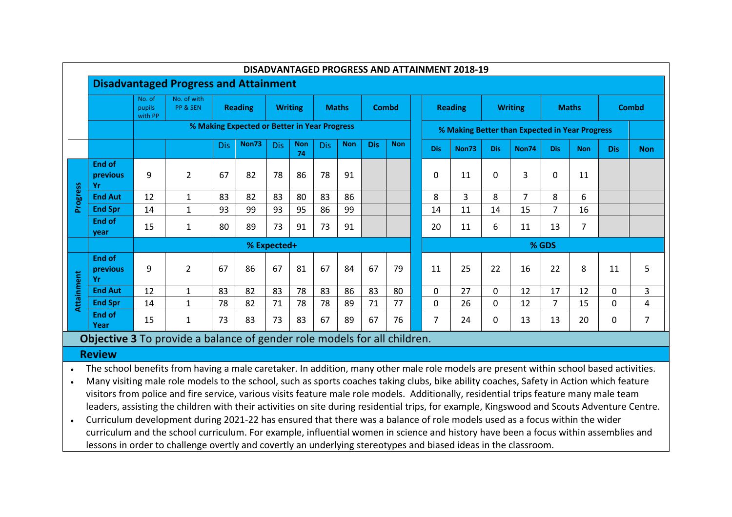## DISADVANTAGED PROGRESS AND ATTAINMENT 2018-19

### Disadvantaged Progress and Attainment

| | | No. of pupils with PP | No. of with PP & SEN | Reading | | Writing | | Maths | | Combd | | Reading | | Writing | | Maths | | Combd | |
|---|---|---|---|---|---|---|---|---|---|---|---|---|---|---|---|---|---|---|---|
| | | | | % Making Expected or Better in Year Progress | | | | | | | | % Making Better than Expected in Year Progress | | | | | | | |
| | | | | Dis | Non73 | Dis | Non 74 | Dis | Non | Dis | Non | Dis | Non73 | Dis | Non74 | Dis | Non | Dis | Non |
| Progress | End of previous Yr | 9 | 2 | 67 | 82 | 78 | 86 | 78 | 91 | | | 0 | 11 | 0 | 3 | 0 | 11 | | |
| | End Aut | 12 | 1 | 83 | 82 | 83 | 80 | 83 | 86 | | | 8 | 3 | 8 | 7 | 8 | 6 | | |
| | End Spr | 14 | 1 | 93 | 99 | 93 | 95 | 86 | 99 | | | 14 | 11 | 14 | 15 | 7 | 16 | | |
| | End of year | 15 | 1 | 80 | 89 | 73 | 91 | 73 | 91 | | | 20 | 11 | 6 | 11 | 13 | 7 | | |
| | | % Expected+ | | | | | | | | | | % GDS | | | | | | | |
| Attainment | End of previous Yr | 9 | 2 | 67 | 86 | 67 | 81 | 67 | 84 | 67 | 79 | 11 | 25 | 22 | 16 | 22 | 8 | 11 | 5 |
| | End Aut | 12 | 1 | 83 | 82 | 83 | 78 | 83 | 86 | 83 | 80 | 0 | 27 | 0 | 12 | 17 | 12 | 0 | 3 |
| | End Spr | 14 | 1 | 78 | 82 | 71 | 78 | 78 | 89 | 71 | 77 | 0 | 26 | 0 | 12 | 7 | 15 | 0 | 4 |
| | End of Year | 15 | 1 | 73 | 83 | 73 | 83 | 67 | 89 | 67 | 76 | 7 | 24 | 0 | 13 | 13 | 20 | 0 | 7 |

**Objective 3** To provide a balance of gender role models for all children.

**Review**

- The school benefits from having a male caretaker. In addition, many other male role models are present within school based activities.
- Many visiting male role models to the school, such as sports coaches taking clubs, bike ability coaches, Safety in Action which feature visitors from police and fire service, various visits feature male role models. Additionally, residential trips feature many male team leaders, assisting the children with their activities on site during residential trips, for example, Kingswood and Scouts Adventure Centre.
- Curriculum development during 2021-22 has ensured that there was a balance of role models used as a focus within the wider curriculum and the school curriculum. For example, influential women in science and history have been a focus within assemblies and lessons in order to challenge overtly and covertly an underlying stereotypes and biased ideas in the classroom.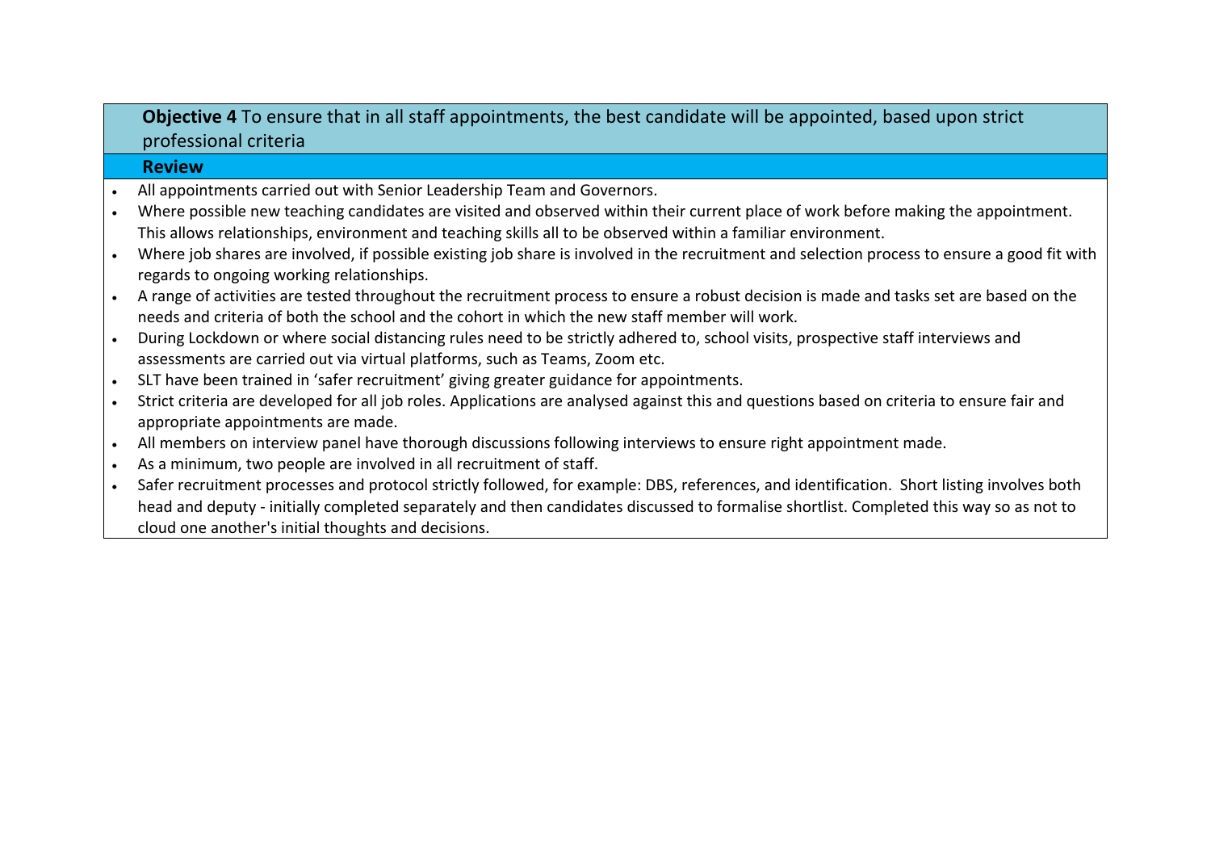**Objective 4** To ensure that in all staff appointments, the best candidate will be appointed, based upon strict professional criteria

**Review**

- All appointments carried out with Senior Leadership Team and Governors.
- Where possible new teaching candidates are visited and observed within their current place of work before making the appointment. This allows relationships, environment and teaching skills all to be observed within a familiar environment.
- Where job shares are involved, if possible existing job share is involved in the recruitment and selection process to ensure a good fit with regards to ongoing working relationships.
- A range of activities are tested throughout the recruitment process to ensure a robust decision is made and tasks set are based on the needs and criteria of both the school and the cohort in which the new staff member will work.
- During Lockdown or where social distancing rules need to be strictly adhered to, school visits, prospective staff interviews and assessments are carried out via virtual platforms, such as Teams, Zoom etc.
- SLT have been trained in 'safer recruitment' giving greater guidance for appointments.
- Strict criteria are developed for all job roles. Applications are analysed against this and questions based on criteria to ensure fair and appropriate appointments are made.
- All members on interview panel have thorough discussions following interviews to ensure right appointment made.
- As a minimum, two people are involved in all recruitment of staff.
- Safer recruitment processes and protocol strictly followed, for example: DBS, references, and identification. Short listing involves both head and deputy - initially completed separately and then candidates discussed to formalise shortlist. Completed this way so as not to cloud one another's initial thoughts and decisions.